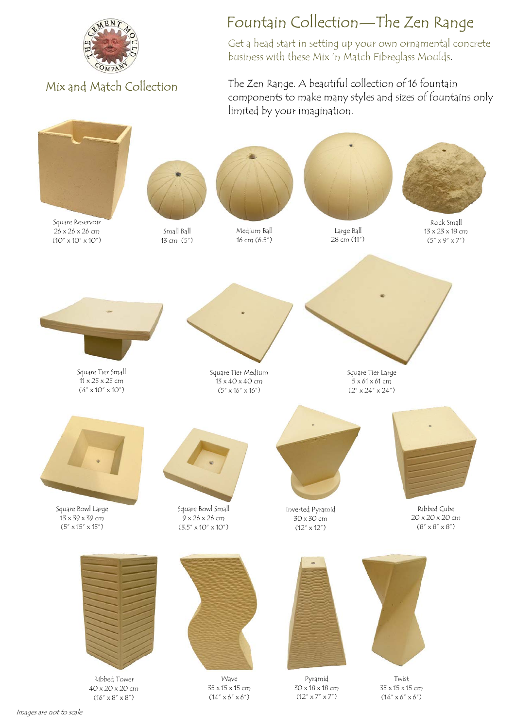THE CEMENT MOULD COMPANY

Mix and Match Collection

# Fountain Collection—The Zen Range

Get a head start in setting up your own ornamental concrete business with these Mix 'n Match Fibreglass Moulds.

The Zen Range. A beautiful collection of 16 fountain components to make many styles and sizes of fountains only limited by your imagination.

Square Reservoir
26 x 26 x 26 cm
(10" x 10" x 10")

Small Ball
13 cm (5")

Medium Ball
16 cm (6.5")

Large Ball
28 cm (11")

Rock Small
13 x 23 x 18 cm
(5" x 9" x 7")

Square Tier Small
11 x 25 x 25 cm
(4" x 10" x 10")

Square Tier Medium
13 x 40 x 40 cm
(5" x 16" x 16")

Square Tier Large
5 x 61 x 61 cm
(2" x 24" x 24")

Square Bowl Large
13 x 39 x 39 cm
(5" x 15" x 15")

Square Bowl Small
9 x 26 x 26 cm
(3.5" x 10" x 10")

Inverted Pyramid
30 x 30 cm
(12" x 12")

Ribbed Cube
20 x 20 x 20 cm
(8" x 8" x 8")

Ribbed Tower
40 x 20 x 20 cm
(16" x 8" x 8")

Wave
35 x 15 x 15 cm
(14" x 6" x 6")

Pyramid
30 x 18 x 18 cm
(12" x 7" x 7")

Twist
35 x 15 x 15 cm
(14" x 6" x 6")

*Images are not to scale*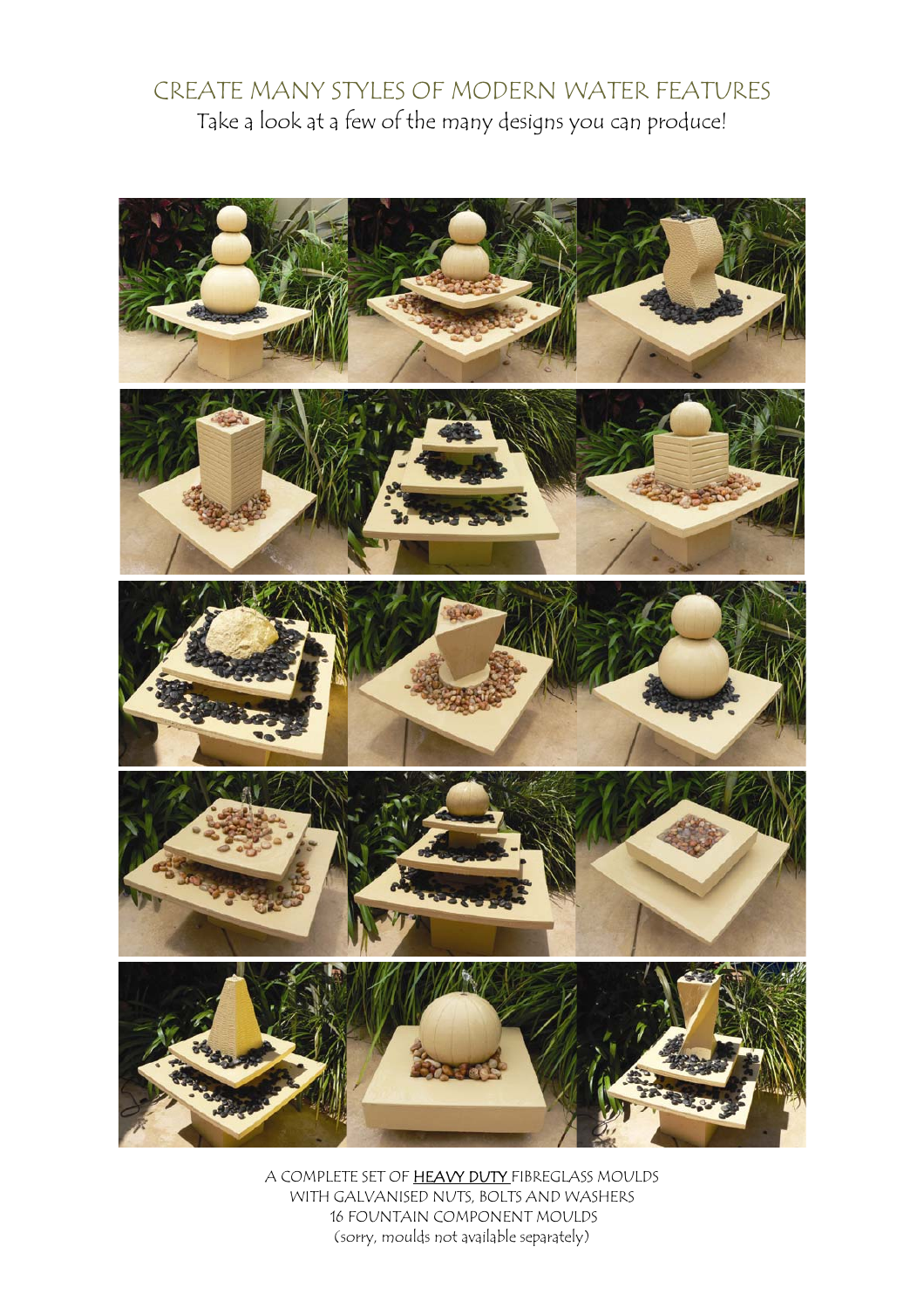# CREATE MANY STYLES OF MODERN WATER FEATURES

Take a look at a few of the many designs you can produce!

A COMPLETE SET OF HEAVY DUTY FIBREGLASS MOULDS
WITH GALVANISED NUTS, BOLTS AND WASHERS
16 FOUNTAIN COMPONENT MOULDS
(sorry, moulds not available separately)